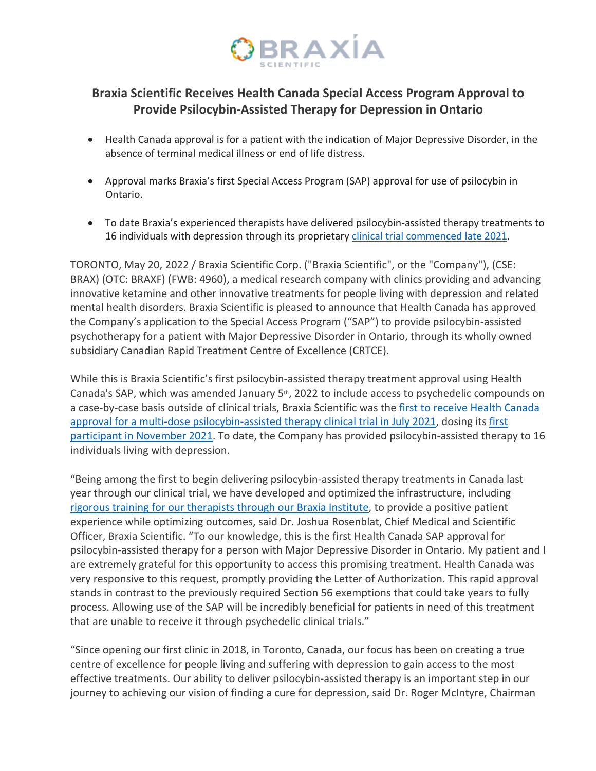# Braxia Scientific Receives Health Canada Special Access Program Approval to Provide Psilocybin-Assisted Therapy for Depression in Ontario

- Health Canada approval is for a patient with the indication of Major Depressive Disorder, in the absence of terminal medical illness or end of life distress.
- Approval marks Braxia's first Special Access Program (SAP) approval for use of psilocybin in Ontario.
- To date Braxia's experienced therapists have delivered psilocybin-assisted therapy treatments to 16 individuals with depression through its proprietary [clinical trial commenced late 2021](#).

TORONTO, May 20, 2022 / Braxia Scientific Corp. ("Braxia Scientific", or the "Company"), (CSE: BRAX) (OTC: BRAXF) (FWB: 4960), a medical research company with clinics providing and advancing innovative ketamine and other innovative treatments for people living with depression and related mental health disorders. Braxia Scientific is pleased to announce that Health Canada has approved the Company's application to the Special Access Program ("SAP") to provide psilocybin-assisted psychotherapy for a patient with Major Depressive Disorder in Ontario, through its wholly owned subsidiary Canadian Rapid Treatment Centre of Excellence (CRTCE).

While this is Braxia Scientific's first psilocybin-assisted therapy treatment approval using Health Canada's SAP, which was amended January 5th, 2022 to include access to psychedelic compounds on a case-by-case basis outside of clinical trials, Braxia Scientific was the [first to receive Health Canada approval for a multi-dose psilocybin-assisted therapy clinical trial in July 2021](#), dosing its [first participant in November 2021](#). To date, the Company has provided psilocybin-assisted therapy to 16 individuals living with depression.

"Being among the first to begin delivering psilocybin-assisted therapy treatments in Canada last year through our clinical trial, we have developed and optimized the infrastructure, including [rigorous training for our therapists through our Braxia Institute](#), to provide a positive patient experience while optimizing outcomes, said Dr. Joshua Rosenblat, Chief Medical and Scientific Officer, Braxia Scientific. "To our knowledge, this is the first Health Canada SAP approval for psilocybin-assisted therapy for a person with Major Depressive Disorder in Ontario. My patient and I are extremely grateful for this opportunity to access this promising treatment. Health Canada was very responsive to this request, promptly providing the Letter of Authorization. This rapid approval stands in contrast to the previously required Section 56 exemptions that could take years to fully process. Allowing use of the SAP will be incredibly beneficial for patients in need of this treatment that are unable to receive it through psychedelic clinical trials."

"Since opening our first clinic in 2018, in Toronto, Canada, our focus has been on creating a true centre of excellence for people living and suffering with depression to gain access to the most effective treatments. Our ability to deliver psilocybin-assisted therapy is an important step in our journey to achieving our vision of finding a cure for depression, said Dr. Roger McIntyre, Chairman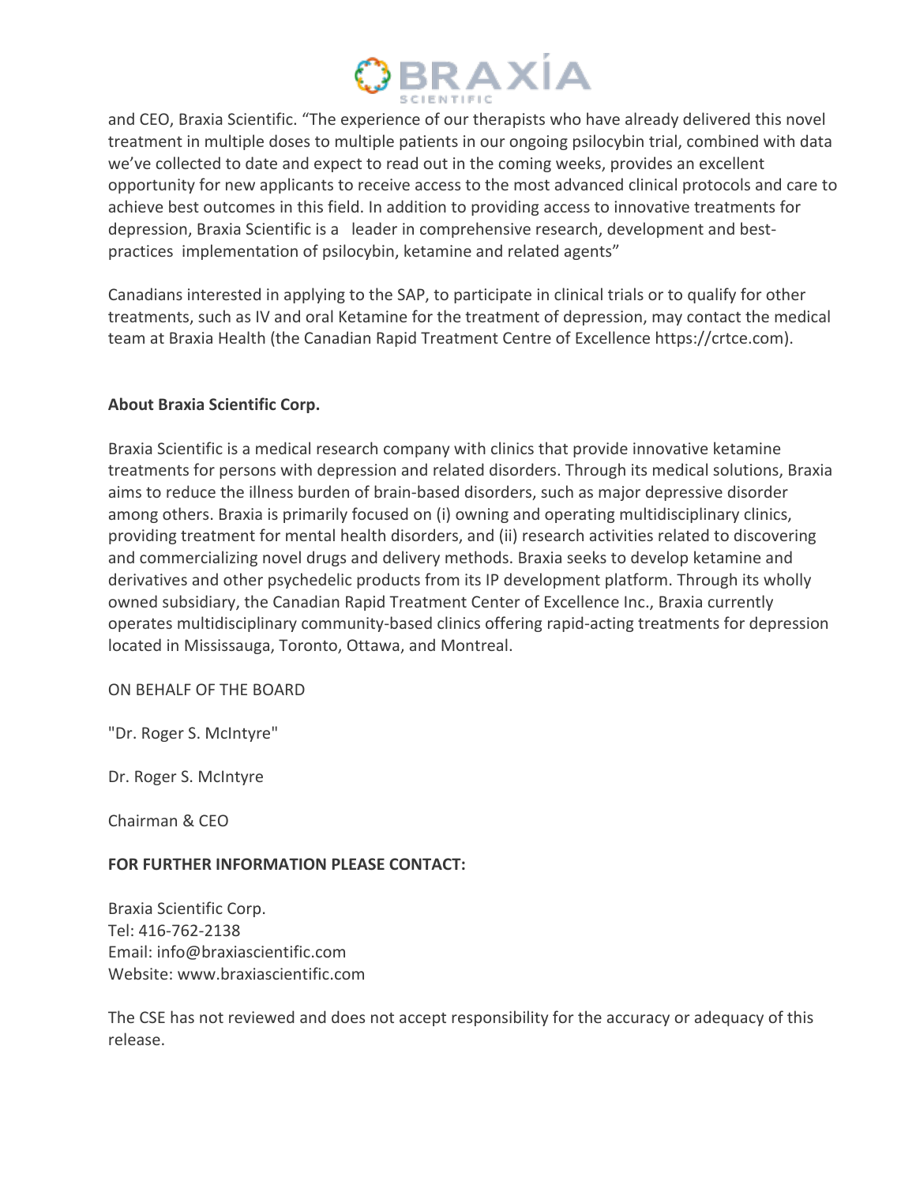and CEO, Braxia Scientific. "The experience of our therapists who have already delivered this novel treatment in multiple doses to multiple patients in our ongoing psilocybin trial, combined with data we've collected to date and expect to read out in the coming weeks, provides an excellent opportunity for new applicants to receive access to the most advanced clinical protocols and care to achieve best outcomes in this field. In addition to providing access to innovative treatments for depression, Braxia Scientific is a leader in comprehensive research, development and best-practices implementation of psilocybin, ketamine and related agents"

Canadians interested in applying to the SAP, to participate in clinical trials or to qualify for other treatments, such as IV and oral Ketamine for the treatment of depression, may contact the medical team at Braxia Health (the Canadian Rapid Treatment Centre of Excellence https://crtce.com).

**About Braxia Scientific Corp.**

Braxia Scientific is a medical research company with clinics that provide innovative ketamine treatments for persons with depression and related disorders. Through its medical solutions, Braxia aims to reduce the illness burden of brain-based disorders, such as major depressive disorder among others. Braxia is primarily focused on (i) owning and operating multidisciplinary clinics, providing treatment for mental health disorders, and (ii) research activities related to discovering and commercializing novel drugs and delivery methods. Braxia seeks to develop ketamine and derivatives and other psychedelic products from its IP development platform. Through its wholly owned subsidiary, the Canadian Rapid Treatment Center of Excellence Inc., Braxia currently operates multidisciplinary community-based clinics offering rapid-acting treatments for depression located in Mississauga, Toronto, Ottawa, and Montreal.

ON BEHALF OF THE BOARD

"Dr. Roger S. McIntyre"

Dr. Roger S. McIntyre

Chairman & CEO

**FOR FURTHER INFORMATION PLEASE CONTACT:**

Braxia Scientific Corp.
Tel: 416-762-2138
Email: info@braxiascientific.com
Website: www.braxiascientific.com

The CSE has not reviewed and does not accept responsibility for the accuracy or adequacy of this release.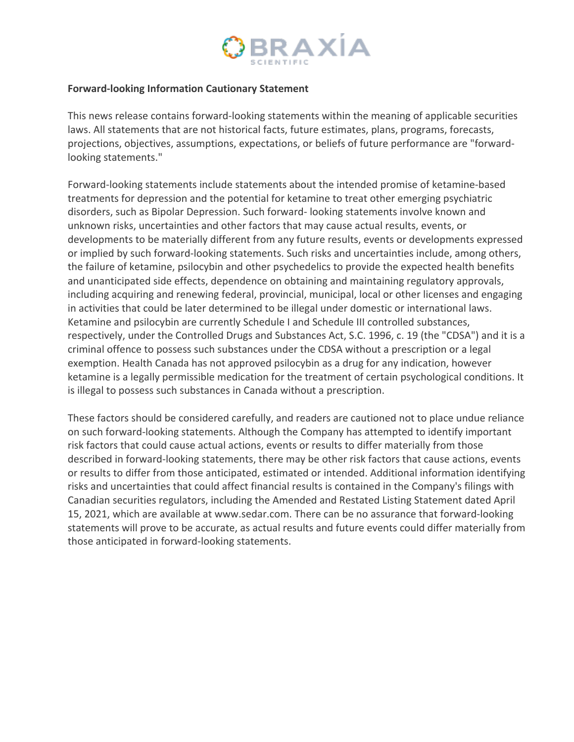**Forward-looking Information Cautionary Statement**

This news release contains forward-looking statements within the meaning of applicable securities laws. All statements that are not historical facts, future estimates, plans, programs, forecasts, projections, objectives, assumptions, expectations, or beliefs of future performance are "forward-looking statements."

Forward-looking statements include statements about the intended promise of ketamine-based treatments for depression and the potential for ketamine to treat other emerging psychiatric disorders, such as Bipolar Depression. Such forward- looking statements involve known and unknown risks, uncertainties and other factors that may cause actual results, events, or developments to be materially different from any future results, events or developments expressed or implied by such forward-looking statements. Such risks and uncertainties include, among others, the failure of ketamine, psilocybin and other psychedelics to provide the expected health benefits and unanticipated side effects, dependence on obtaining and maintaining regulatory approvals, including acquiring and renewing federal, provincial, municipal, local or other licenses and engaging in activities that could be later determined to be illegal under domestic or international laws. Ketamine and psilocybin are currently Schedule I and Schedule III controlled substances, respectively, under the Controlled Drugs and Substances Act, S.C. 1996, c. 19 (the "CDSA") and it is a criminal offence to possess such substances under the CDSA without a prescription or a legal exemption. Health Canada has not approved psilocybin as a drug for any indication, however ketamine is a legally permissible medication for the treatment of certain psychological conditions. It is illegal to possess such substances in Canada without a prescription.

These factors should be considered carefully, and readers are cautioned not to place undue reliance on such forward-looking statements. Although the Company has attempted to identify important risk factors that could cause actual actions, events or results to differ materially from those described in forward-looking statements, there may be other risk factors that cause actions, events or results to differ from those anticipated, estimated or intended. Additional information identifying risks and uncertainties that could affect financial results is contained in the Company's filings with Canadian securities regulators, including the Amended and Restated Listing Statement dated April 15, 2021, which are available at www.sedar.com. There can be no assurance that forward-looking statements will prove to be accurate, as actual results and future events could differ materially from those anticipated in forward-looking statements.